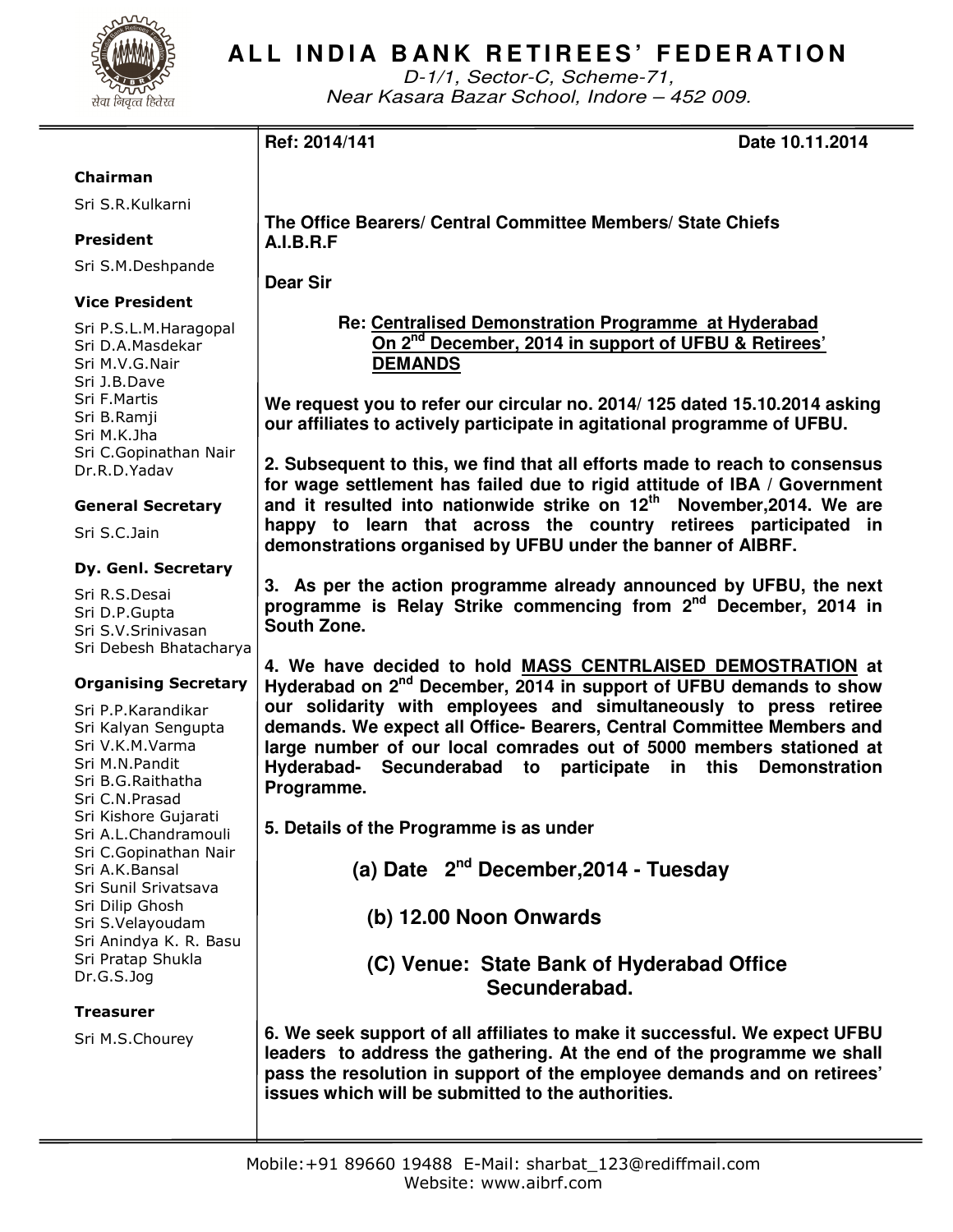# ALL INDIA BANK RETIREES' FEDERATION

D-1/1, Sector-C, Scheme-71,
Near Kasara Bazar School, Indore – 452 009.

**Chairman**
Sri S.R.Kulkarni

**President**
Sri S.M.Deshpande

**Vice President**
Sri P.S.L.M.Haragopal
Sri D.A.Masdekar
Sri M.V.G.Nair
Sri J.B.Dave
Sri F.Martis
Sri B.Ramji
Sri M.K.Jha
Sri C.Gopinathan Nair
Dr.R.D.Yadav

**General Secretary**
Sri S.C.Jain

**Dy. Genl. Secretary**
Sri R.S.Desai
Sri D.P.Gupta
Sri S.V.Srinivasan
Sri Debesh Bhatacharya

**Organising Secretary**
Sri P.P.Karandikar
Sri Kalyan Sengupta
Sri V.K.M.Varma
Sri M.N.Pandit
Sri B.G.Raithatha
Sri C.N.Prasad
Sri Kishore Gujarati
Sri A.L.Chandramouli
Sri C.Gopinathan Nair
Sri A.K.Bansal
Sri Sunil Srivatsava
Sri Dilip Ghosh
Sri S.Velayoudam
Sri Anindya K. R. Basu
Sri Pratap Shukla
Dr.G.S.Jog

**Treasurer**
Sri M.S.Chourey

---

**Ref: 2014/141** **Date 10.11.2014**

**The Office Bearers/ Central Committee Members/ State Chiefs**
**A.I.B.R.F**

**Dear Sir**

**Re: Centralised Demonstration Programme at Hyderabad On 2nd December, 2014 in support of UFBU & Retirees' DEMANDS**

**We request you to refer our circular no. 2014/ 125 dated 15.10.2014 asking our affiliates to actively participate in agitational programme of UFBU.**

**2. Subsequent to this, we find that all efforts made to reach to consensus for wage settlement has failed due to rigid attitude of IBA / Government and it resulted into nationwide strike on 12th November,2014. We are happy to learn that across the country retirees participated in demonstrations organised by UFBU under the banner of AIBRF.**

**3. As per the action programme already announced by UFBU, the next programme is Relay Strike commencing from 2nd December, 2014 in South Zone.**

**4. We have decided to hold MASS CENTRLAISED DEMOSTRATION at Hyderabad on 2nd December, 2014 in support of UFBU demands to show our solidarity with employees and simultaneously to press retiree demands. We expect all Office- Bearers, Central Committee Members and large number of our local comrades out of 5000 members stationed at Hyderabad- Secunderabad to participate in this Demonstration Programme.**

**5. Details of the Programme is as under**

**(a) Date 2nd December,2014 - Tuesday**

**(b) 12.00 Noon Onwards**

**(C) Venue: State Bank of Hyderabad Office Secunderabad.**

**6. We seek support of all affiliates to make it successful. We expect UFBU leaders to address the gathering. At the end of the programme we shall pass the resolution in support of the employee demands and on retirees' issues which will be submitted to the authorities.**

Mobile:+91 89660 19488 E-Mail: sharbat_123@rediffmail.com
Website: www.aibrf.com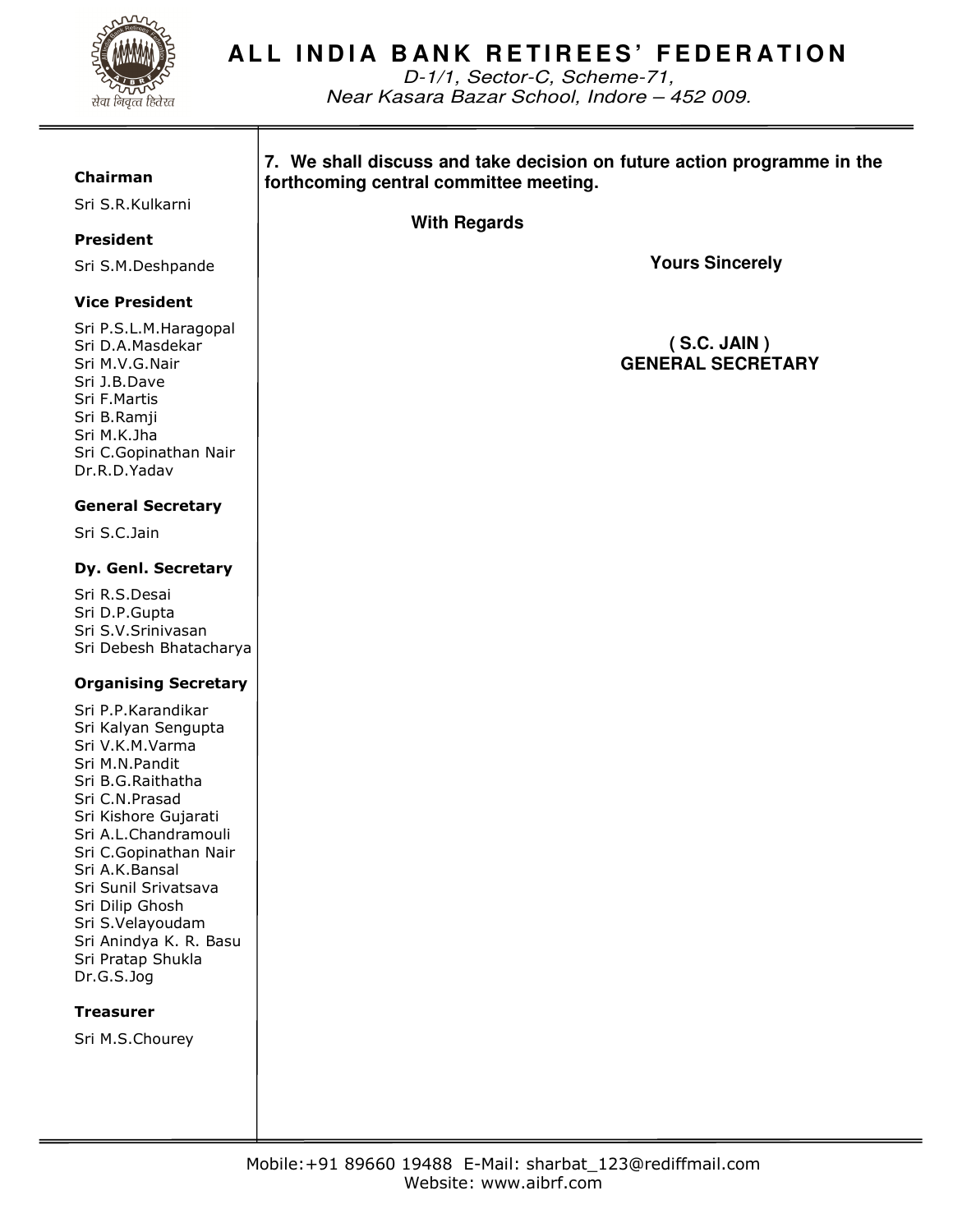# ALL INDIA BANK RETIREES' FEDERATION

*D-1/1, Sector-C, Scheme-71,*
*Near Kasara Bazar School, Indore – 452 009.*

सेवा निवृत्त हितरत

**Chairman**

Sri S.R.Kulkarni

**President**

Sri S.M.Deshpande

**Vice President**

Sri P.S.L.M.Haragopal
Sri D.A.Masdekar
Sri M.V.G.Nair
Sri J.B.Dave
Sri F.Martis
Sri B.Ramji
Sri M.K.Jha
Sri C.Gopinathan Nair
Dr.R.D.Yadav

**General Secretary**

Sri S.C.Jain

**Dy. Genl. Secretary**

Sri R.S.Desai
Sri D.P.Gupta
Sri S.V.Srinivasan
Sri Debesh Bhatacharya

**Organising Secretary**

Sri P.P.Karandikar
Sri Kalyan Sengupta
Sri V.K.M.Varma
Sri M.N.Pandit
Sri B.G.Raithatha
Sri C.N.Prasad
Sri Kishore Gujarati
Sri A.L.Chandramouli
Sri C.Gopinathan Nair
Sri A.K.Bansal
Sri Sunil Srivatsava
Sri Dilip Ghosh
Sri S.Velayoudam
Sri Anindya K. R. Basu
Sri Pratap Shukla
Dr.G.S.Jog

**Treasurer**

Sri M.S.Chourey

---

**7. We shall discuss and take decision on future action programme in the forthcoming central committee meeting.**

**With Regards**

**Yours Sincerely**

**( S.C. JAIN )**
**GENERAL SECRETARY**

---

Mobile:+91 89660 19488 E-Mail: sharbat_123@rediffmail.com
Website: www.aibrf.com